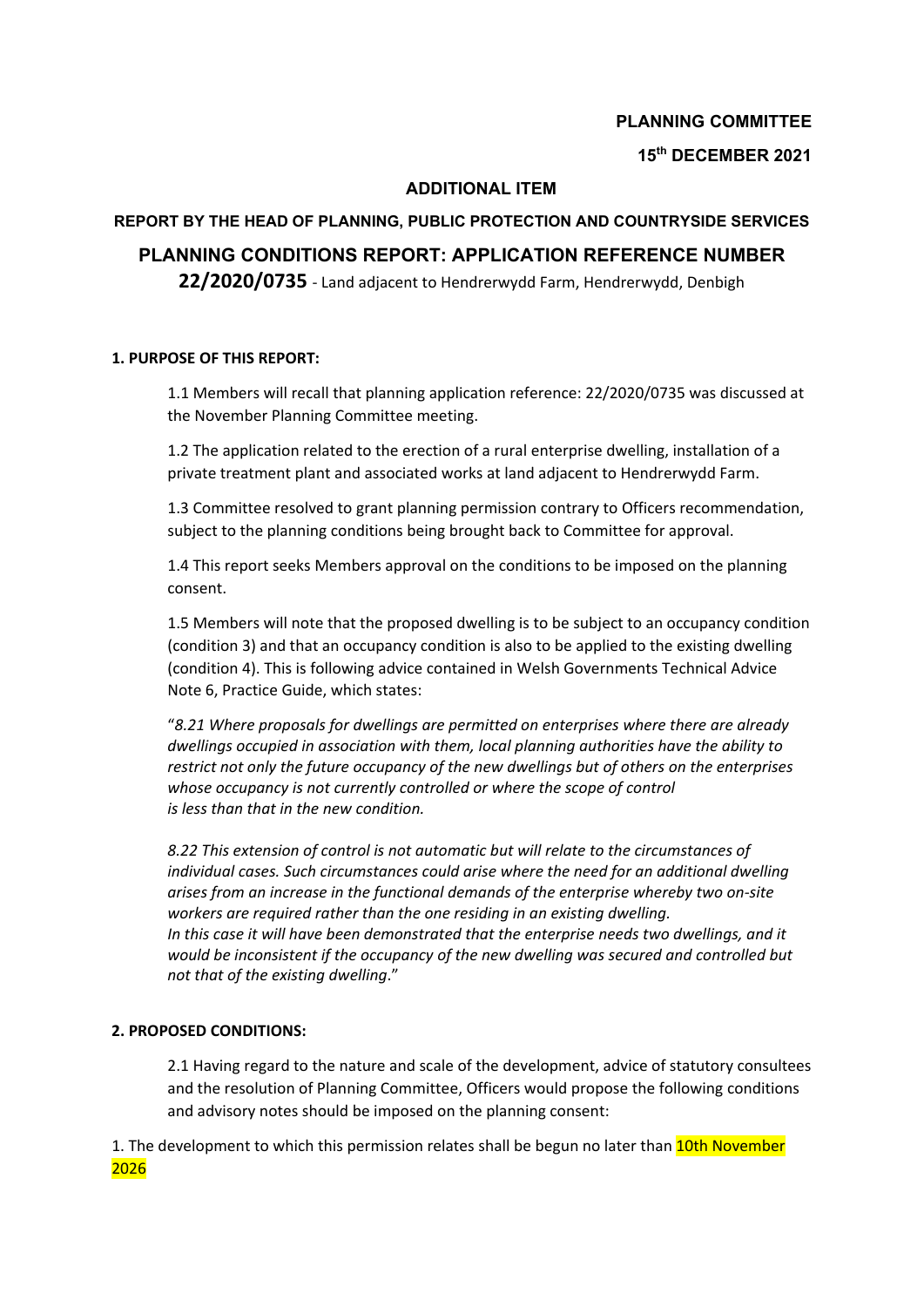**PLANNING COMMITTEE**

**15th DECEMBER 2021**

**ADDITIONAL ITEM**

**REPORT BY THE HEAD OF PLANNING, PUBLIC PROTECTION AND COUNTRYSIDE SERVICES**

# PLANNING CONDITIONS REPORT: APPLICATION REFERENCE NUMBER

**22/2020/0735** - Land adjacent to Hendrerwydd Farm, Hendrerwydd, Denbigh

## 1. PURPOSE OF THIS REPORT:

1.1 Members will recall that planning application reference: 22/2020/0735 was discussed at the November Planning Committee meeting.

1.2 The application related to the erection of a rural enterprise dwelling, installation of a private treatment plant and associated works at land adjacent to Hendrerwydd Farm.

1.3 Committee resolved to grant planning permission contrary to Officers recommendation, subject to the planning conditions being brought back to Committee for approval.

1.4 This report seeks Members approval on the conditions to be imposed on the planning consent.

1.5 Members will note that the proposed dwelling is to be subject to an occupancy condition (condition 3) and that an occupancy condition is also to be applied to the existing dwelling (condition 4). This is following advice contained in Welsh Governments Technical Advice Note 6, Practice Guide, which states:

"*8.21 Where proposals for dwellings are permitted on enterprises where there are already dwellings occupied in association with them, local planning authorities have the ability to restrict not only the future occupancy of the new dwellings but of others on the enterprises whose occupancy is not currently controlled or where the scope of control is less than that in the new condition.*

*8.22 This extension of control is not automatic but will relate to the circumstances of individual cases. Such circumstances could arise where the need for an additional dwelling arises from an increase in the functional demands of the enterprise whereby two on-site workers are required rather than the one residing in an existing dwelling. In this case it will have been demonstrated that the enterprise needs two dwellings, and it would be inconsistent if the occupancy of the new dwelling was secured and controlled but not that of the existing dwelling*."

## 2. PROPOSED CONDITIONS:

2.1 Having regard to the nature and scale of the development, advice of statutory consultees and the resolution of Planning Committee, Officers would propose the following conditions and advisory notes should be imposed on the planning consent:

1. The development to which this permission relates shall be begun no later than 10th November 2026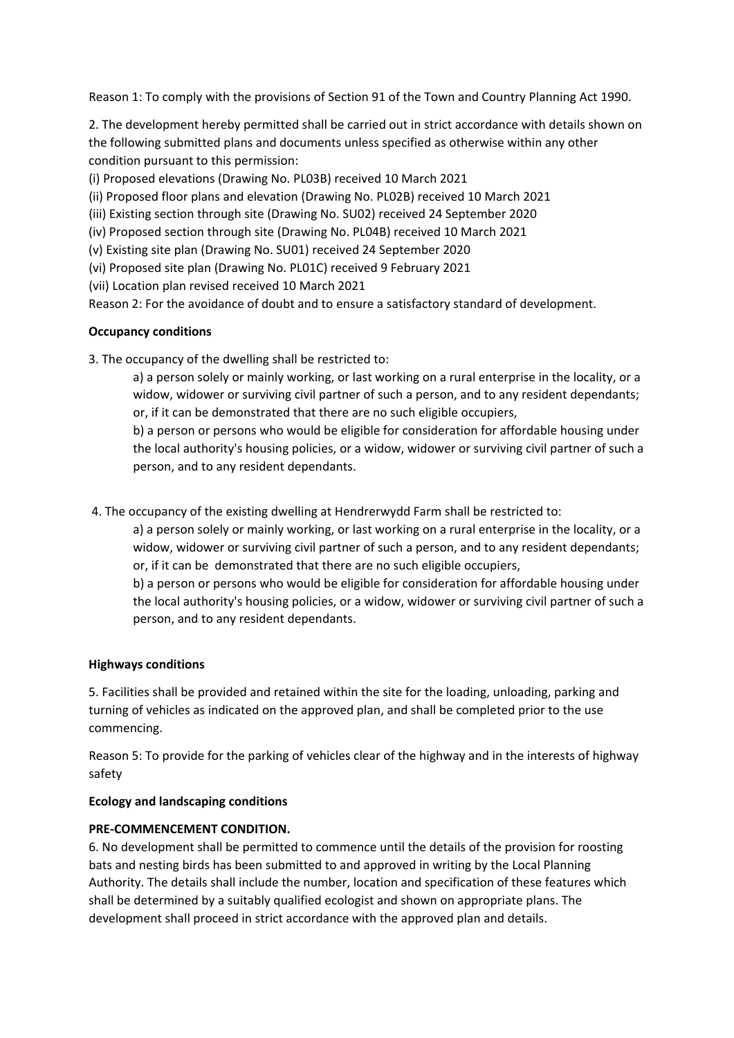Reason 1: To comply with the provisions of Section 91 of the Town and Country Planning Act 1990.

2. The development hereby permitted shall be carried out in strict accordance with details shown on the following submitted plans and documents unless specified as otherwise within any other condition pursuant to this permission:

(i) Proposed elevations (Drawing No. PL03B) received 10 March 2021
(ii) Proposed floor plans and elevation (Drawing No. PL02B) received 10 March 2021
(iii) Existing section through site (Drawing No. SU02) received 24 September 2020
(iv) Proposed section through site (Drawing No. PL04B) received 10 March 2021
(v) Existing site plan (Drawing No. SU01) received 24 September 2020
(vi) Proposed site plan (Drawing No. PL01C) received 9 February 2021
(vii) Location plan revised received 10 March 2021

Reason 2: For the avoidance of doubt and to ensure a satisfactory standard of development.

**Occupancy conditions**

3. The occupancy of the dwelling shall be restricted to:

a) a person solely or mainly working, or last working on a rural enterprise in the locality, or a widow, widower or surviving civil partner of such a person, and to any resident dependants; or, if it can be demonstrated that there are no such eligible occupiers,

b) a person or persons who would be eligible for consideration for affordable housing under the local authority's housing policies, or a widow, widower or surviving civil partner of such a person, and to any resident dependants.

4. The occupancy of the existing dwelling at Hendrerwydd Farm shall be restricted to:

a) a person solely or mainly working, or last working on a rural enterprise in the locality, or a widow, widower or surviving civil partner of such a person, and to any resident dependants; or, if it can be demonstrated that there are no such eligible occupiers,

b) a person or persons who would be eligible for consideration for affordable housing under the local authority's housing policies, or a widow, widower or surviving civil partner of such a person, and to any resident dependants.

**Highways conditions**

5. Facilities shall be provided and retained within the site for the loading, unloading, parking and turning of vehicles as indicated on the approved plan, and shall be completed prior to the use commencing.

Reason 5: To provide for the parking of vehicles clear of the highway and in the interests of highway safety

**Ecology and landscaping conditions**

**PRE-COMMENCEMENT CONDITION.**

6. No development shall be permitted to commence until the details of the provision for roosting bats and nesting birds has been submitted to and approved in writing by the Local Planning Authority. The details shall include the number, location and specification of these features which shall be determined by a suitably qualified ecologist and shown on appropriate plans. The development shall proceed in strict accordance with the approved plan and details.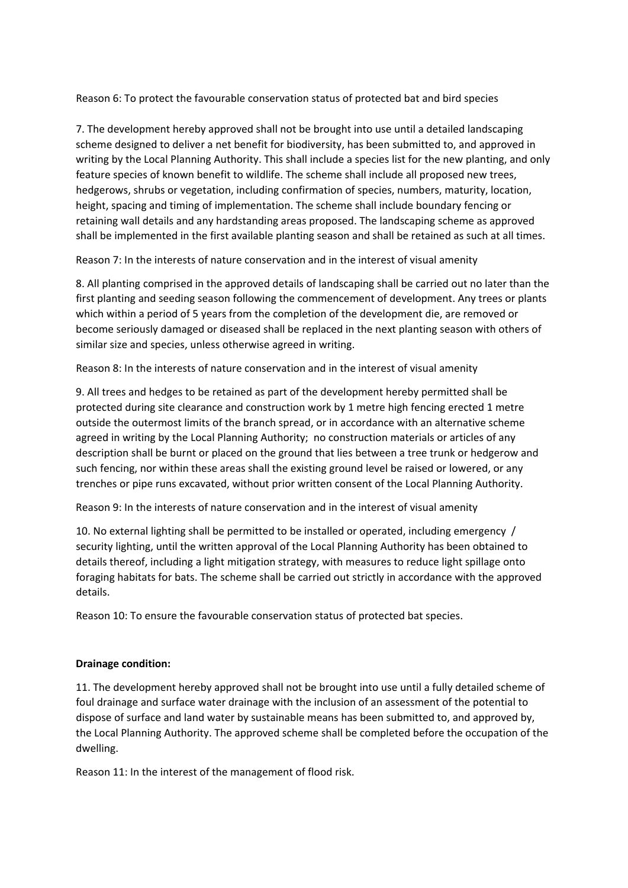Reason 6: To protect the favourable conservation status of protected bat and bird species

7. The development hereby approved shall not be brought into use until a detailed landscaping scheme designed to deliver a net benefit for biodiversity, has been submitted to, and approved in writing by the Local Planning Authority. This shall include a species list for the new planting, and only feature species of known benefit to wildlife. The scheme shall include all proposed new trees, hedgerows, shrubs or vegetation, including confirmation of species, numbers, maturity, location, height, spacing and timing of implementation. The scheme shall include boundary fencing or retaining wall details and any hardstanding areas proposed. The landscaping scheme as approved shall be implemented in the first available planting season and shall be retained as such at all times.

Reason 7: In the interests of nature conservation and in the interest of visual amenity

8. All planting comprised in the approved details of landscaping shall be carried out no later than the first planting and seeding season following the commencement of development. Any trees or plants which within a period of 5 years from the completion of the development die, are removed or become seriously damaged or diseased shall be replaced in the next planting season with others of similar size and species, unless otherwise agreed in writing.

Reason 8: In the interests of nature conservation and in the interest of visual amenity

9. All trees and hedges to be retained as part of the development hereby permitted shall be protected during site clearance and construction work by 1 metre high fencing erected 1 metre outside the outermost limits of the branch spread, or in accordance with an alternative scheme agreed in writing by the Local Planning Authority; no construction materials or articles of any description shall be burnt or placed on the ground that lies between a tree trunk or hedgerow and such fencing, nor within these areas shall the existing ground level be raised or lowered, or any trenches or pipe runs excavated, without prior written consent of the Local Planning Authority.

Reason 9: In the interests of nature conservation and in the interest of visual amenity

10. No external lighting shall be permitted to be installed or operated, including emergency / security lighting, until the written approval of the Local Planning Authority has been obtained to details thereof, including a light mitigation strategy, with measures to reduce light spillage onto foraging habitats for bats. The scheme shall be carried out strictly in accordance with the approved details.

Reason 10: To ensure the favourable conservation status of protected bat species.

**Drainage condition:**

11. The development hereby approved shall not be brought into use until a fully detailed scheme of foul drainage and surface water drainage with the inclusion of an assessment of the potential to dispose of surface and land water by sustainable means has been submitted to, and approved by, the Local Planning Authority. The approved scheme shall be completed before the occupation of the dwelling.

Reason 11: In the interest of the management of flood risk.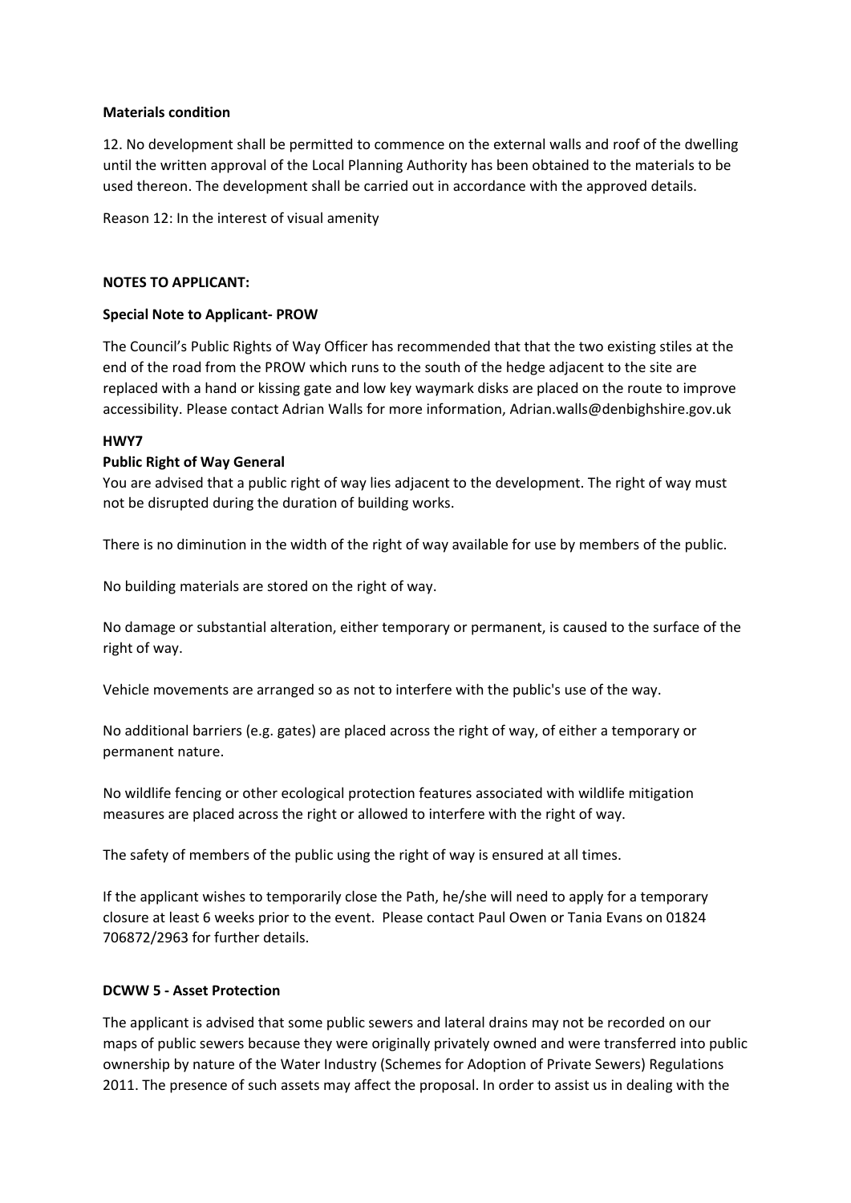**Materials condition**

12. No development shall be permitted to commence on the external walls and roof of the dwelling until the written approval of the Local Planning Authority has been obtained to the materials to be used thereon. The development shall be carried out in accordance with the approved details.

Reason 12: In the interest of visual amenity

**NOTES TO APPLICANT:**

**Special Note to Applicant- PROW**

The Council's Public Rights of Way Officer has recommended that that the two existing stiles at the end of the road from the PROW which runs to the south of the hedge adjacent to the site are replaced with a hand or kissing gate and low key waymark disks are placed on the route to improve accessibility. Please contact Adrian Walls for more information, Adrian.walls@denbighshire.gov.uk

**HWY7**

**Public Right of Way General**

You are advised that a public right of way lies adjacent to the development. The right of way must not be disrupted during the duration of building works.

There is no diminution in the width of the right of way available for use by members of the public.

No building materials are stored on the right of way.

No damage or substantial alteration, either temporary or permanent, is caused to the surface of the right of way.

Vehicle movements are arranged so as not to interfere with the public's use of the way.

No additional barriers (e.g. gates) are placed across the right of way, of either a temporary or permanent nature.

No wildlife fencing or other ecological protection features associated with wildlife mitigation measures are placed across the right or allowed to interfere with the right of way.

The safety of members of the public using the right of way is ensured at all times.

If the applicant wishes to temporarily close the Path, he/she will need to apply for a temporary closure at least 6 weeks prior to the event. Please contact Paul Owen or Tania Evans on 01824 706872/2963 for further details.

**DCWW 5 - Asset Protection**

The applicant is advised that some public sewers and lateral drains may not be recorded on our maps of public sewers because they were originally privately owned and were transferred into public ownership by nature of the Water Industry (Schemes for Adoption of Private Sewers) Regulations 2011. The presence of such assets may affect the proposal. In order to assist us in dealing with the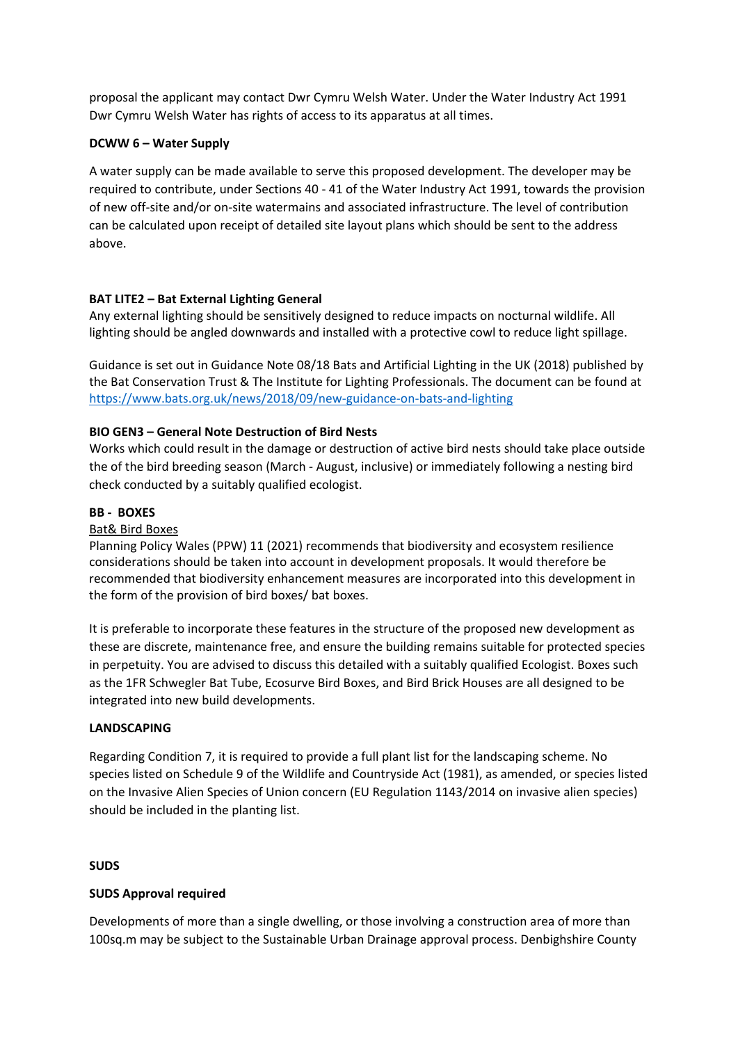proposal the applicant may contact Dwr Cymru Welsh Water. Under the Water Industry Act 1991 Dwr Cymru Welsh Water has rights of access to its apparatus at all times.

**DCWW 6 – Water Supply**

A water supply can be made available to serve this proposed development. The developer may be required to contribute, under Sections 40 - 41 of the Water Industry Act 1991, towards the provision of new off-site and/or on-site watermains and associated infrastructure. The level of contribution can be calculated upon receipt of detailed site layout plans which should be sent to the address above.

**BAT LITE2 – Bat External Lighting General**

Any external lighting should be sensitively designed to reduce impacts on nocturnal wildlife. All lighting should be angled downwards and installed with a protective cowl to reduce light spillage.

Guidance is set out in Guidance Note 08/18 Bats and Artificial Lighting in the UK (2018) published by the Bat Conservation Trust & The Institute for Lighting Professionals. The document can be found at https://www.bats.org.uk/news/2018/09/new-guidance-on-bats-and-lighting

**BIO GEN3 – General Note Destruction of Bird Nests**

Works which could result in the damage or destruction of active bird nests should take place outside the of the bird breeding season (March - August, inclusive) or immediately following a nesting bird check conducted by a suitably qualified ecologist.

**BB - BOXES**

Bat& Bird Boxes

Planning Policy Wales (PPW) 11 (2021) recommends that biodiversity and ecosystem resilience considerations should be taken into account in development proposals. It would therefore be recommended that biodiversity enhancement measures are incorporated into this development in the form of the provision of bird boxes/ bat boxes.

It is preferable to incorporate these features in the structure of the proposed new development as these are discrete, maintenance free, and ensure the building remains suitable for protected species in perpetuity. You are advised to discuss this detailed with a suitably qualified Ecologist. Boxes such as the 1FR Schwegler Bat Tube, Ecosurve Bird Boxes, and Bird Brick Houses are all designed to be integrated into new build developments.

**LANDSCAPING**

Regarding Condition 7, it is required to provide a full plant list for the landscaping scheme. No species listed on Schedule 9 of the Wildlife and Countryside Act (1981), as amended, or species listed on the Invasive Alien Species of Union concern (EU Regulation 1143/2014 on invasive alien species) should be included in the planting list.

**SUDS**

**SUDS Approval required**

Developments of more than a single dwelling, or those involving a construction area of more than 100sq.m may be subject to the Sustainable Urban Drainage approval process. Denbighshire County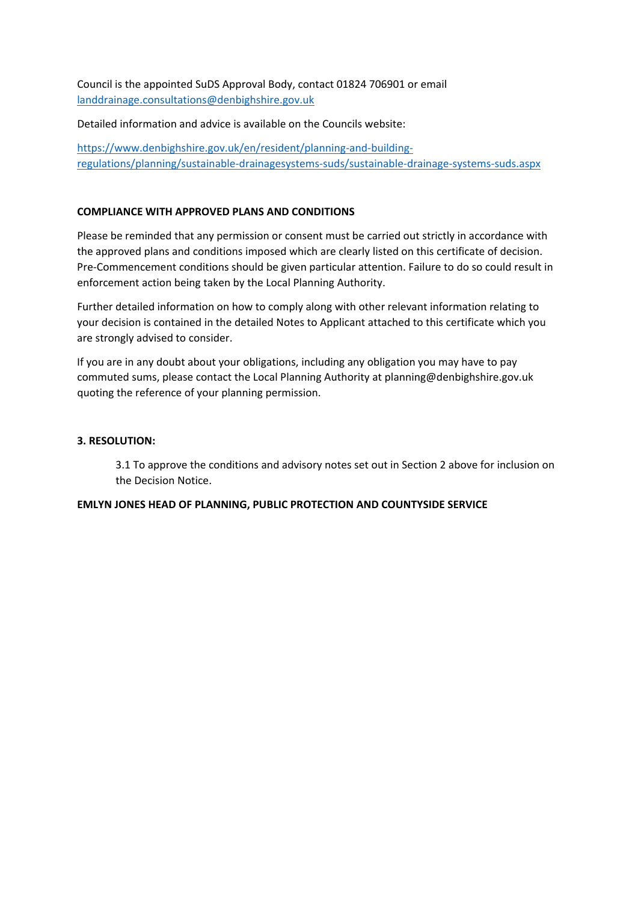Council is the appointed SuDS Approval Body, contact 01824 706901 or email landdrainage.consultations@denbighshire.gov.uk

Detailed information and advice is available on the Councils website:

https://www.denbighshire.gov.uk/en/resident/planning-and-building-regulations/planning/sustainable-drainagesystems-suds/sustainable-drainage-systems-suds.aspx

**COMPLIANCE WITH APPROVED PLANS AND CONDITIONS**

Please be reminded that any permission or consent must be carried out strictly in accordance with the approved plans and conditions imposed which are clearly listed on this certificate of decision. Pre-Commencement conditions should be given particular attention. Failure to do so could result in enforcement action being taken by the Local Planning Authority.

Further detailed information on how to comply along with other relevant information relating to your decision is contained in the detailed Notes to Applicant attached to this certificate which you are strongly advised to consider.

If you are in any doubt about your obligations, including any obligation you may have to pay commuted sums, please contact the Local Planning Authority at planning@denbighshire.gov.uk quoting the reference of your planning permission.

**3. RESOLUTION:**

3.1 To approve the conditions and advisory notes set out in Section 2 above for inclusion on the Decision Notice.

**EMLYN JONES HEAD OF PLANNING, PUBLIC PROTECTION AND COUNTYSIDE SERVICE**